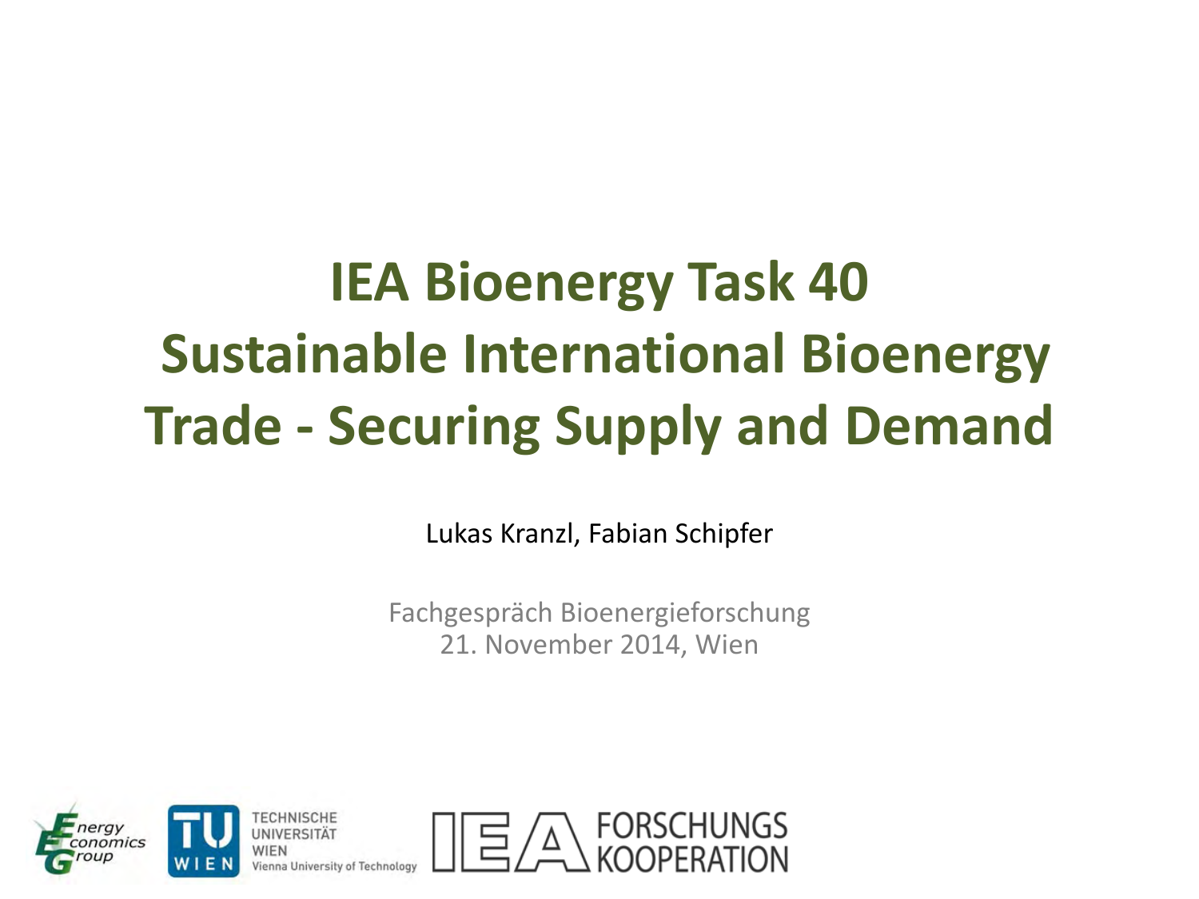# IEA Bioenergy Task 40 Sustainable International Bioenergy Trade - Securing Supply and Demand

Lukas Kranzl, Fabian Schipfer

Fachgespräch Bioenergieforschung
21. November 2014, Wien

Energy Economics Group

TU WIEN
TECHNISCHE UNIVERSITÄT WIEN
Vienna University of Technology

IEA FORSCHUNGS KOOPERATION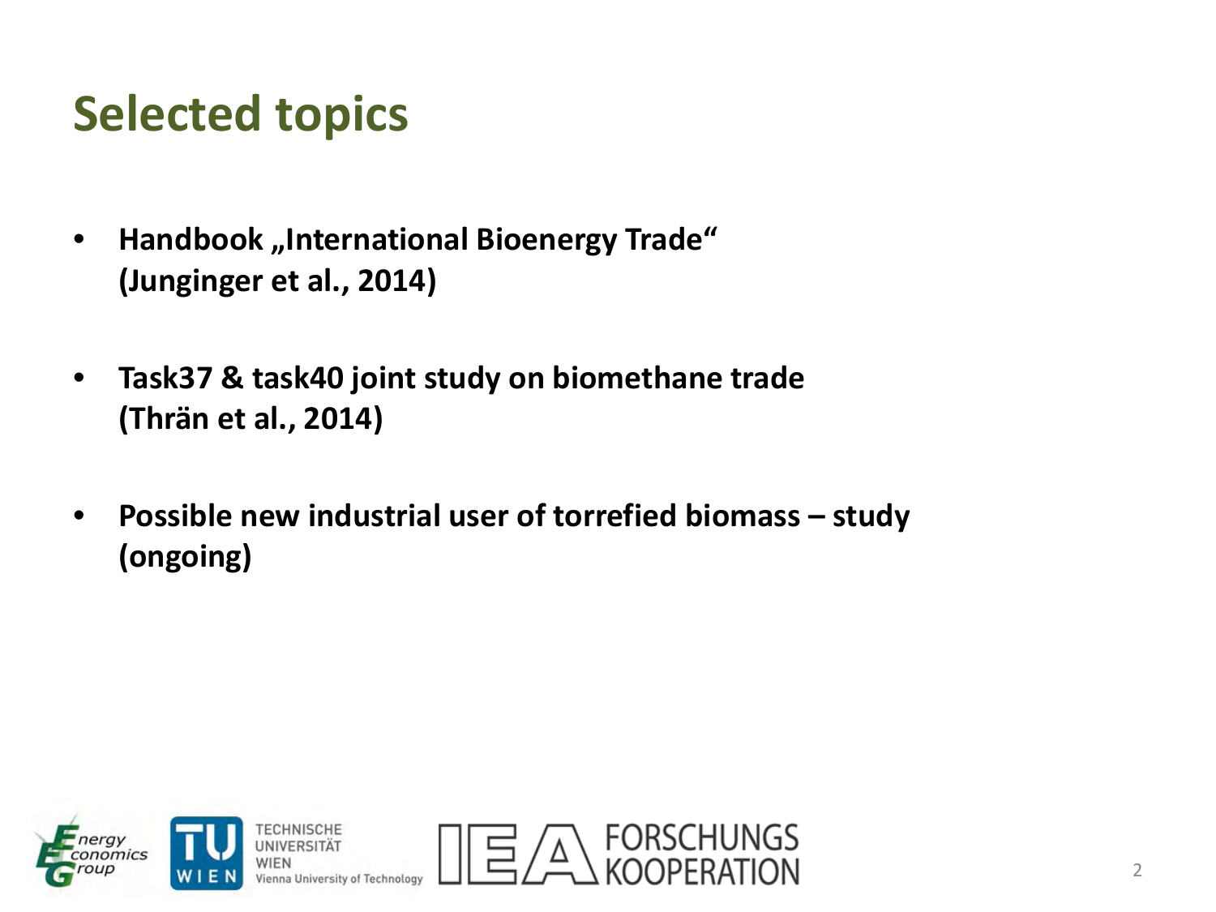# Selected topics

- **Handbook „International Bioenergy Trade“ (Junginger et al., 2014)**
- **Task37 & task40 joint study on biomethane trade (Thrän et al., 2014)**
- **Possible new industrial user of torrefied biomass – study (ongoing)**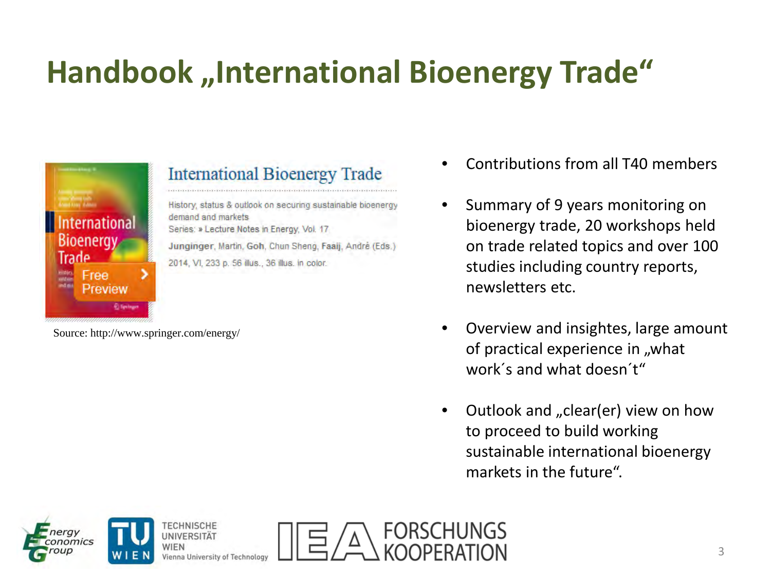# Handbook „International Bioenergy Trade"

International Bioenergy Trade

History, status & outlook on securing sustainable bioenergy demand and markets

Series: » Lecture Notes in Energy, Vol. 17

Junginger, Martin, Goh, Chun Sheng, Faaij, André (Eds.)

2014, VI, 233 p. 56 illus., 36 illus. in color.

Source: http://www.springer.com/energy/

- Contributions from all T40 members
- Summary of 9 years monitoring on bioenergy trade, 20 workshops held on trade related topics and over 100 studies including country reports, newsletters etc.
- Overview and insightes, large amount of practical experience in „what work´s and what doesn´t"
- Outlook and „clear(er) view on how to proceed to build working sustainable international bioenergy markets in the future".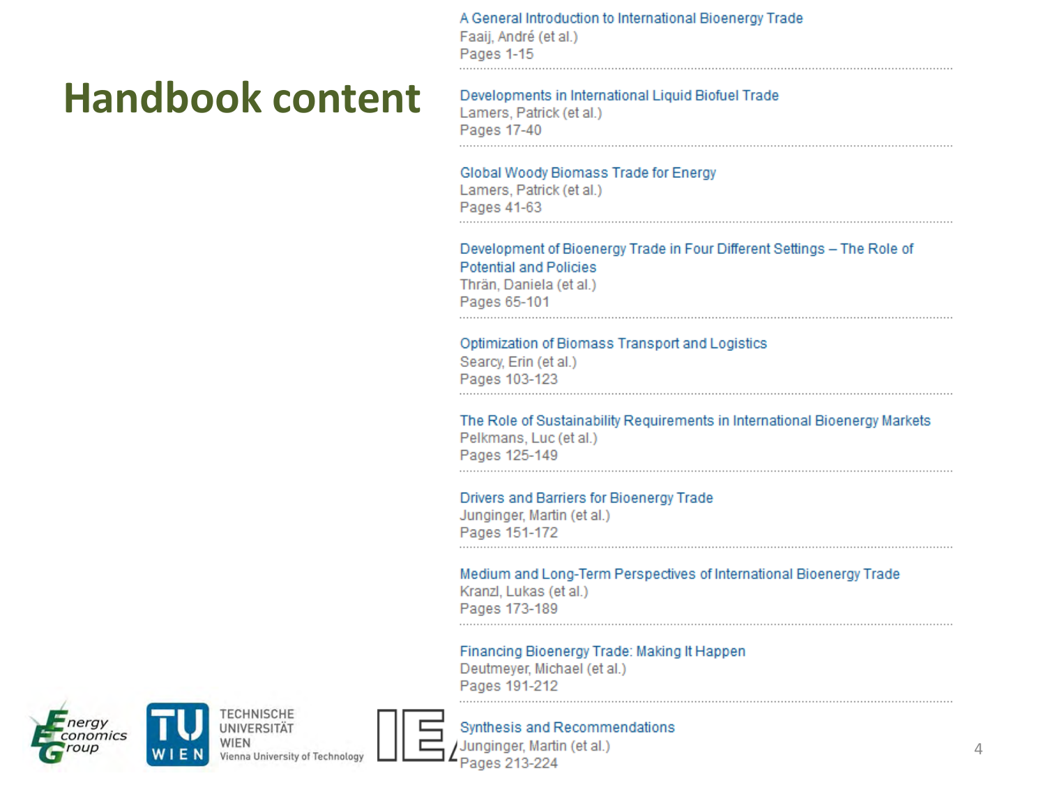# Handbook content

A General Introduction to International Bioenergy Trade
Faaij, André (et al.)
Pages 1-15

---

Developments in International Liquid Biofuel Trade
Lamers, Patrick (et al.)
Pages 17-40

---

Global Woody Biomass Trade for Energy
Lamers, Patrick (et al.)
Pages 41-63

---

Development of Bioenergy Trade in Four Different Settings – The Role of Potential and Policies
Thrän, Daniela (et al.)
Pages 65-101

---

Optimization of Biomass Transport and Logistics
Searcy, Erin (et al.)
Pages 103-123

---

The Role of Sustainability Requirements in International Bioenergy Markets
Pelkmans, Luc (et al.)
Pages 125-149

---

Drivers and Barriers for Bioenergy Trade
Junginger, Martin (et al.)
Pages 151-172

---

Medium and Long-Term Perspectives of International Bioenergy Trade
Kranzl, Lukas (et al.)
Pages 173-189

---

Financing Bioenergy Trade: Making It Happen
Deutmeyer, Michael (et al.)
Pages 191-212

---

Synthesis and Recommendations
Junginger, Martin (et al.)
Pages 213-224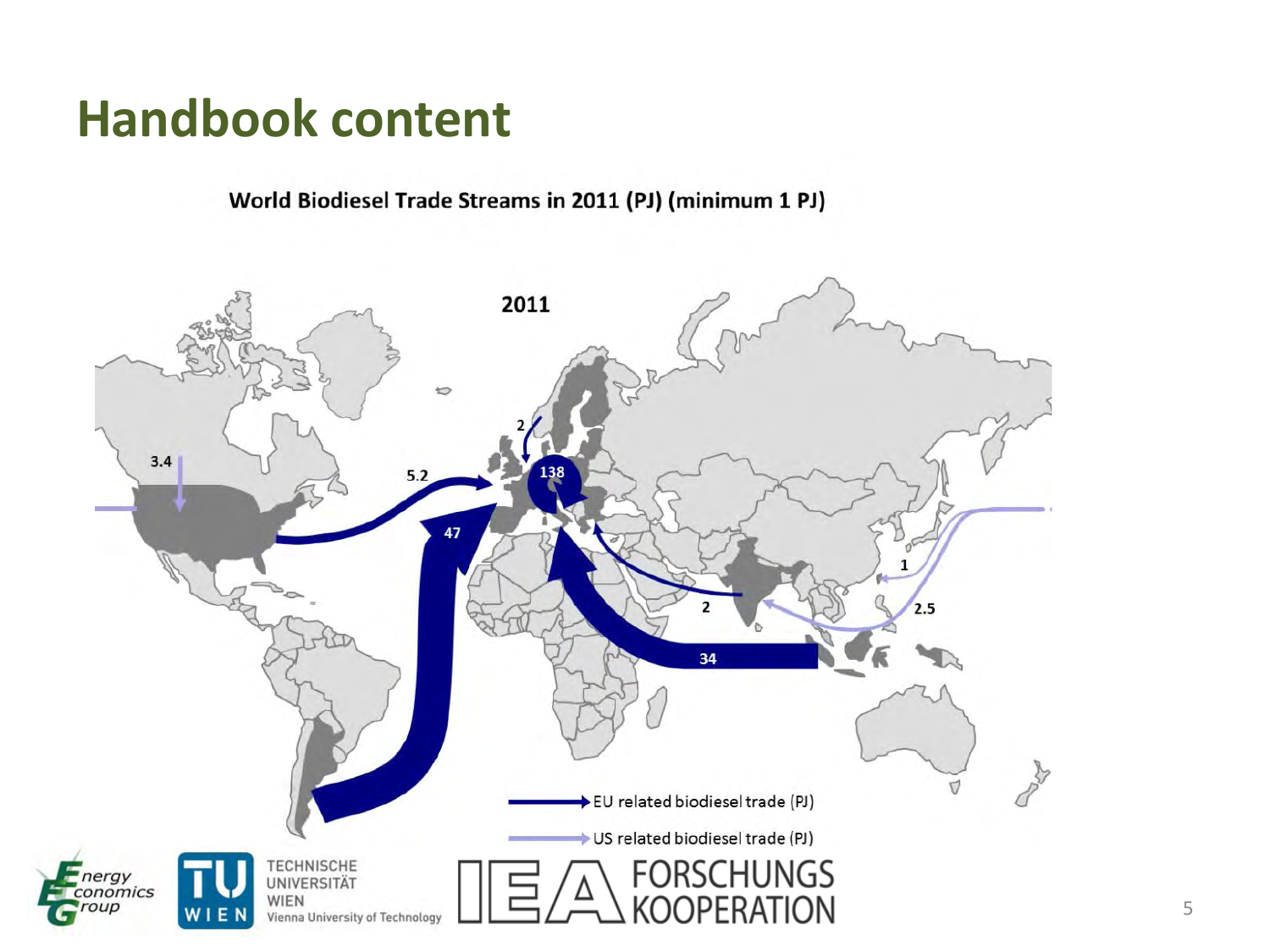# Handbook content

**World Biodiesel Trade Streams in 2011 (PJ) (minimum 1 PJ)**

2011

3.4

5.2

2

138

47

2

34

1

2.5

EU related biodiesel trade (PJ)

US related biodiesel trade (PJ)

Energy Economics Group

TU WIEN — TECHNISCHE UNIVERSITÄT WIEN — Vienna University of Technology

IEA FORSCHUNGS KOOPERATION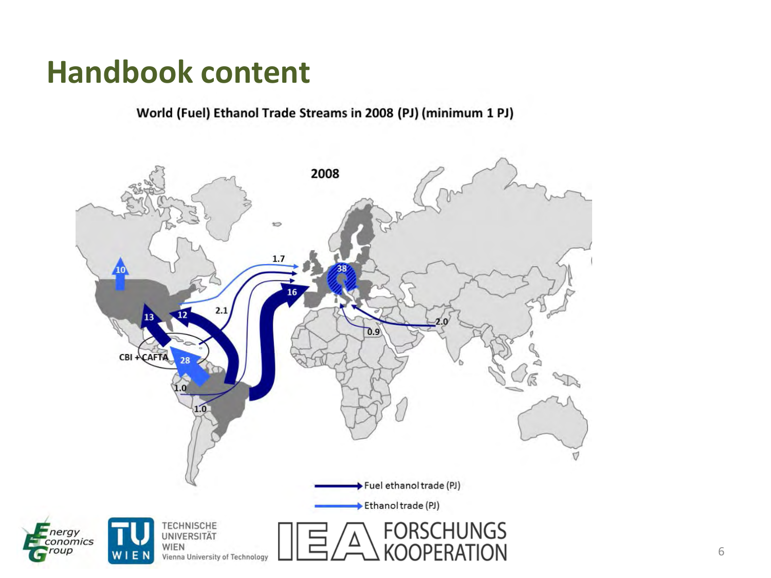# Handbook content

**World (Fuel) Ethanol Trade Streams in 2008 (PJ) (minimum 1 PJ)**

2008

10

13

12

28

CBI + CAFTA

1.0

1.0

2.1

1.7

16

38

0.9

2.0

Fuel ethanol trade (PJ)

Ethanol trade (PJ)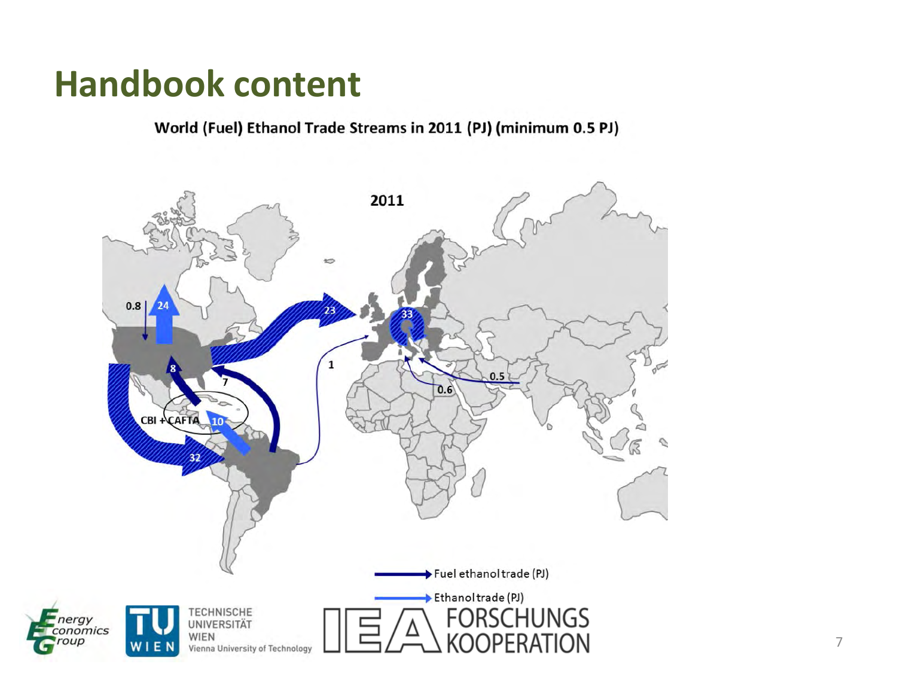# Handbook content

**World (Fuel) Ethanol Trade Streams in 2011 (PJ) (minimum 0.5 PJ)**

2011

0.8 24 23 33 8 7 1 0.5 0.6 CBI + CAFTA 10 32

Fuel ethanol trade (PJ)

Ethanol trade (PJ)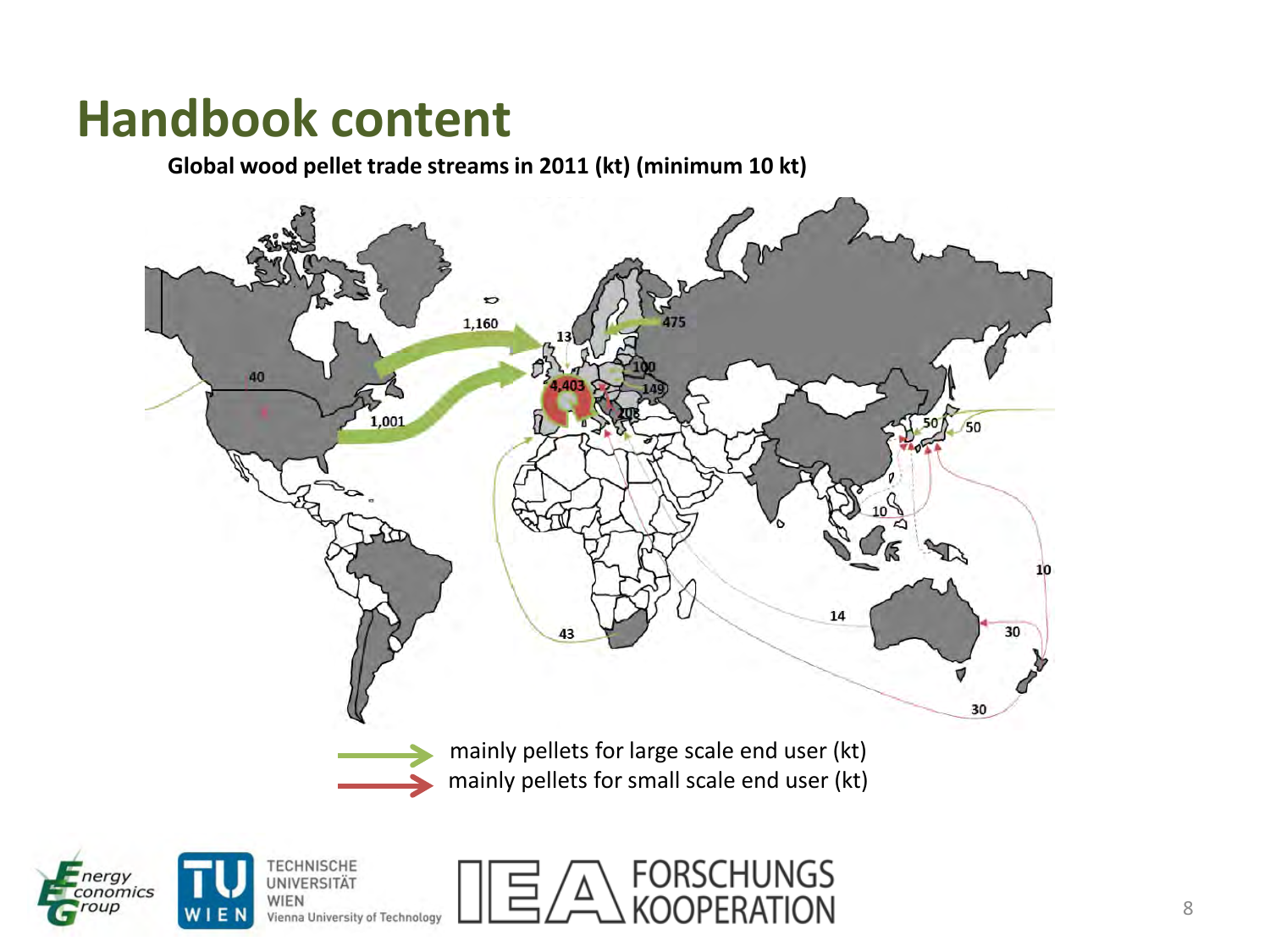# Handbook content

**Global wood pellet trade streams in 2011 (kt) (minimum 10 kt)**

mainly pellets for large scale end user (kt)

mainly pellets for small scale end user (kt)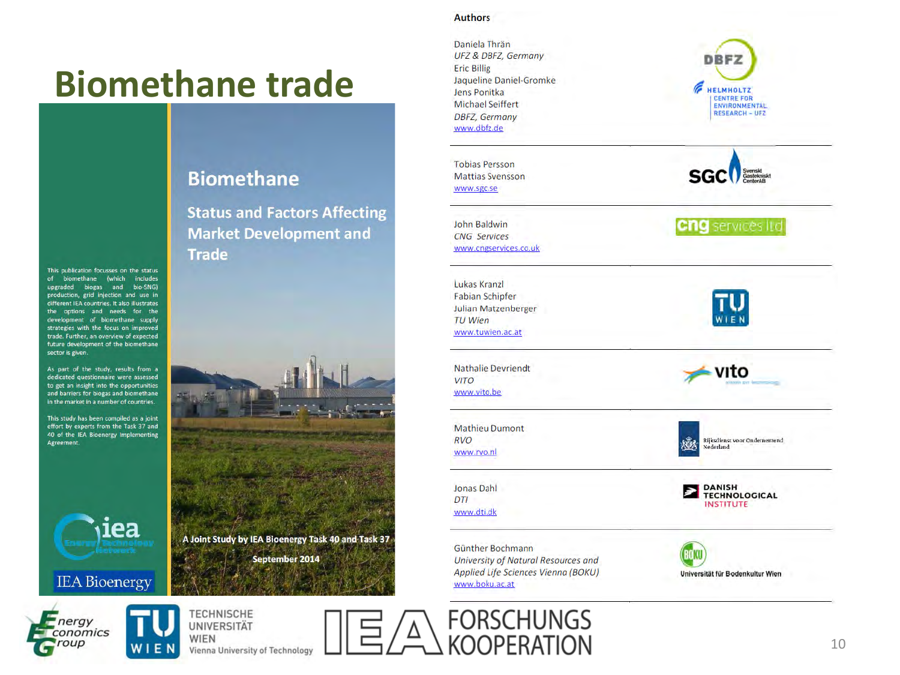# Biomethane trade

## Biomethane

### Status and Factors Affecting Market Development and Trade

This publication focusses on the status of biomethane (which includes upgraded biogas and bio-SNG) production, grid injection and use in different IEA countries. It also illustrates the options and needs for the development of biomethane supply strategies with the focus on improved trade. Further, an overview of expected future development of the biomethane sector is given.

As part of the study, results from a dedicated questionnaire were assessed to get an insight into the opportunities and barriers for biogas and biomethane in the market in a number of countries.

This study has been compiled as a joint effort by experts from the Task 37 and 40 of the IEA Bioenergy Implementing Agreement.

A Joint Study by IEA Bioenergy Task 40 and Task 37

September 2014

IEA Bioenergy

**Authors**

Daniela Thrän
*UFZ & DBFZ, Germany*
Eric Billig
Jaqueline Daniel-Gromke
Jens Ponitka
Michael Seiffert
*DBFZ, Germany*
www.dbfz.de

Tobias Persson
Mattias Svensson
www.sgc.se

John Baldwin
*CNG Services*
www.cngservices.co.uk

Lukas Kranzl
Fabian Schipfer
Julian Matzenberger
*TU Wien*
www.tuwien.ac.at

Nathalie Devriendt
*VITO*
www.vito.be

Mathieu Dumont
*RVO*
www.rvo.nl

Jonas Dahl
*DTI*
www.dti.dk

Günther Bochmann
*University of Natural Resources and Applied Life Sciences Vienna (BOKU)*
www.boku.ac.at

Energy Economics Group

TECHNISCHE UNIVERSITÄT WIEN
Vienna University of Technology

IEA FORSCHUNGS KOOPERATION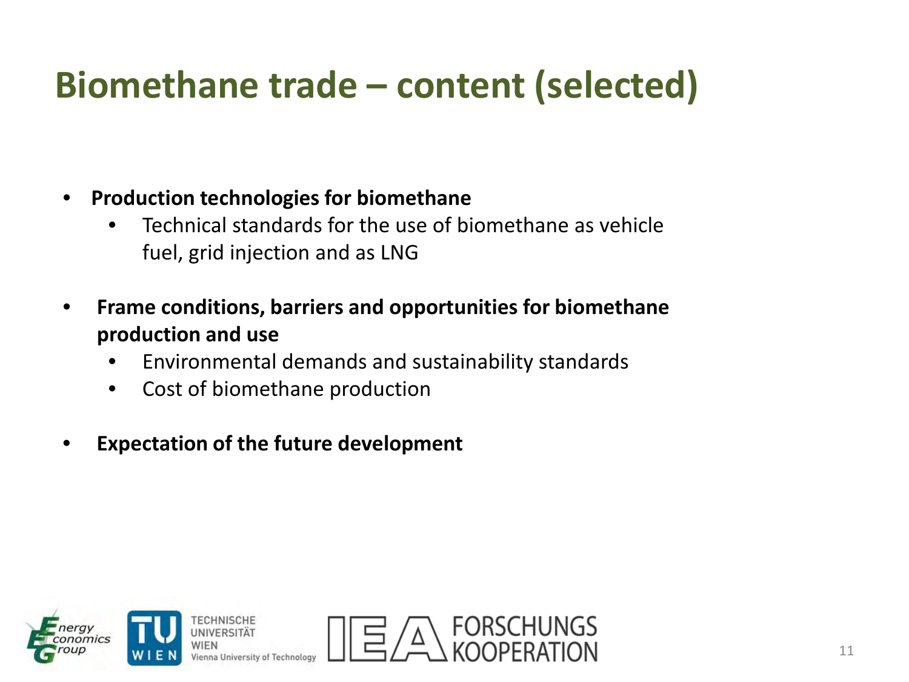# Biomethane trade – content (selected)

- **Production technologies for biomethane**
  - Technical standards for the use of biomethane as vehicle fuel, grid injection and as LNG
- **Frame conditions, barriers and opportunities for biomethane production and use**
  - Environmental demands and sustainability standards
  - Cost of biomethane production
- **Expectation of the future development**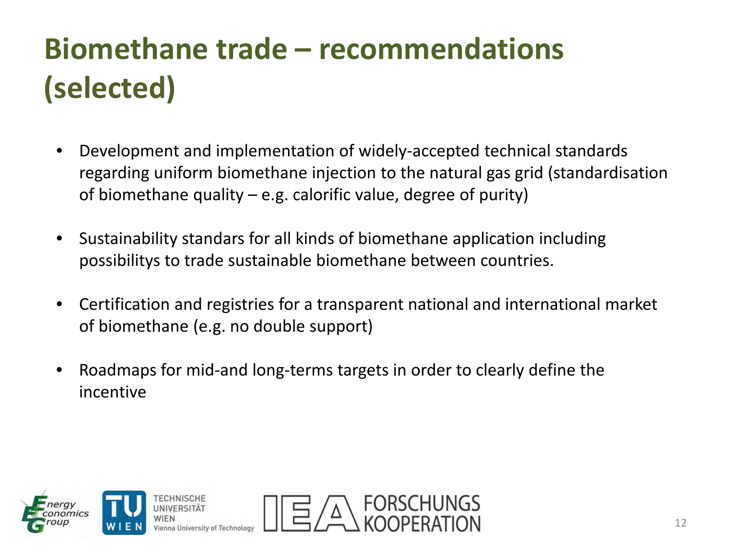# Biomethane trade – recommendations (selected)

- Development and implementation of widely-accepted technical standards regarding uniform biomethane injection to the natural gas grid (standardisation of biomethane quality – e.g. calorific value, degree of purity)
- Sustainability standars for all kinds of biomethane application including possibilitys to trade sustainable biomethane between countries.
- Certification and registries for a transparent national and international market of biomethane (e.g. no double support)
- Roadmaps for mid-and long-terms targets in order to clearly define the incentive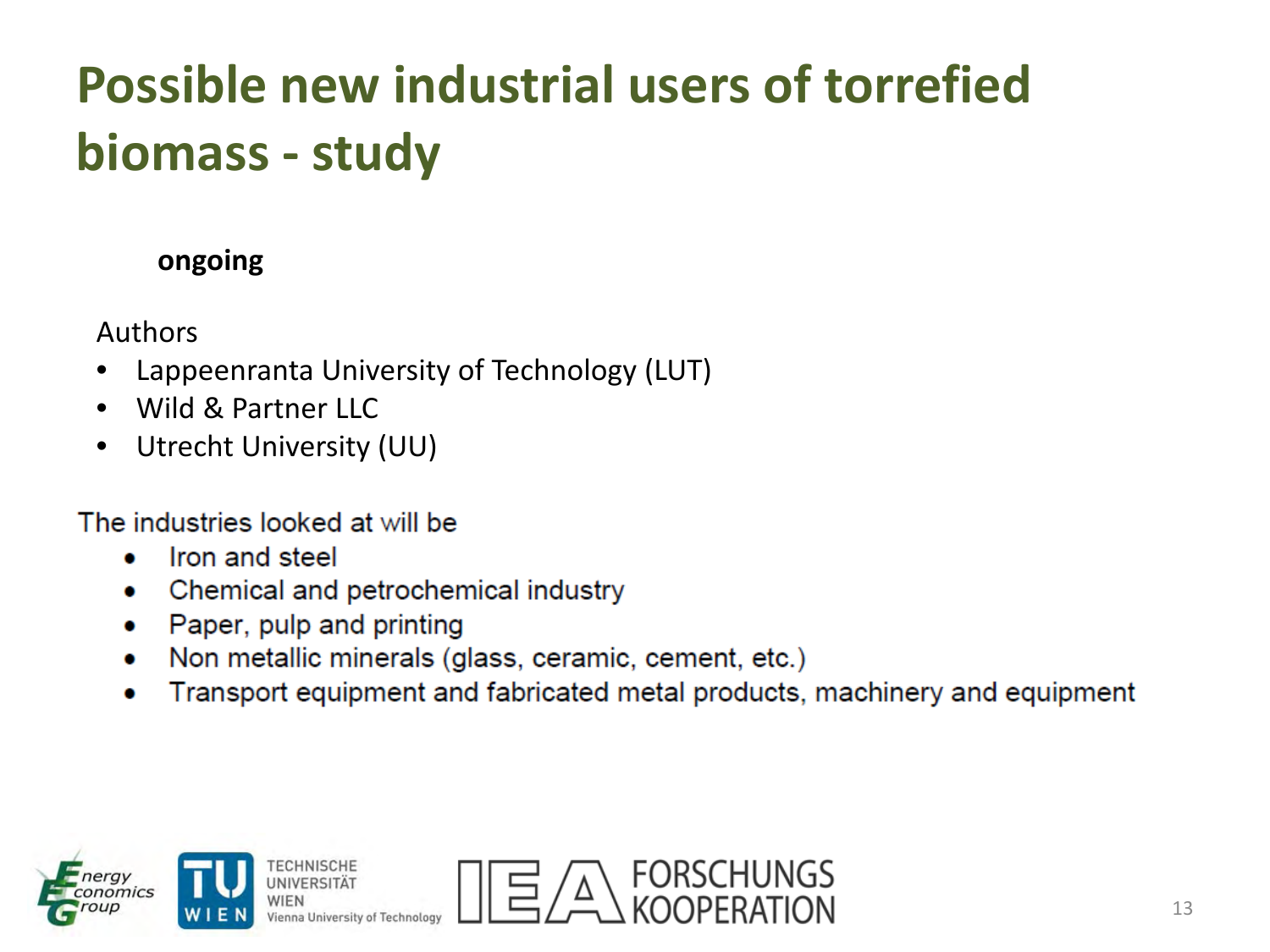# Possible new industrial users of torrefied biomass - study

**ongoing**

Authors

- Lappeenranta University of Technology (LUT)
- Wild & Partner LLC
- Utrecht University (UU)

The industries looked at will be

- Iron and steel
- Chemical and petrochemical industry
- Paper, pulp and printing
- Non metallic minerals (glass, ceramic, cement, etc.)
- Transport equipment and fabricated metal products, machinery and equipment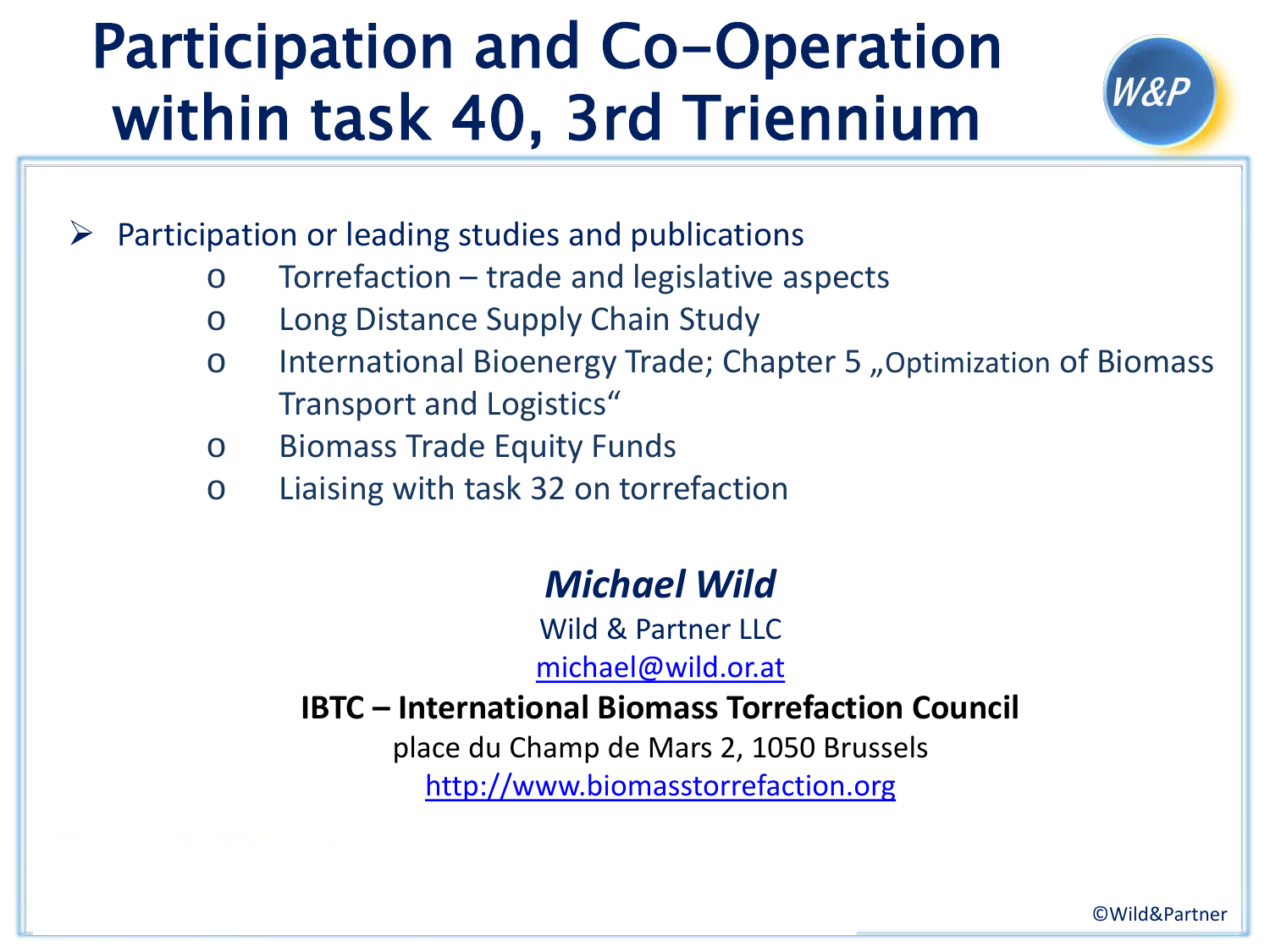# Participation and Co-Operation within task 40, 3rd Triennium

- Participation or leading studies and publications
  - Torrefaction – trade and legislative aspects
  - Long Distance Supply Chain Study
  - International Bioenergy Trade; Chapter 5 „Optimization of Biomass Transport and Logistics“
  - Biomass Trade Equity Funds
  - Liaising with task 32 on torrefaction

***Michael Wild***

Wild & Partner LLC

michael@wild.or.at

**IBTC – International Biomass Torrefaction Council**

place du Champ de Mars 2, 1050 Brussels

http://www.biomasstorrefaction.org

©Wild&Partner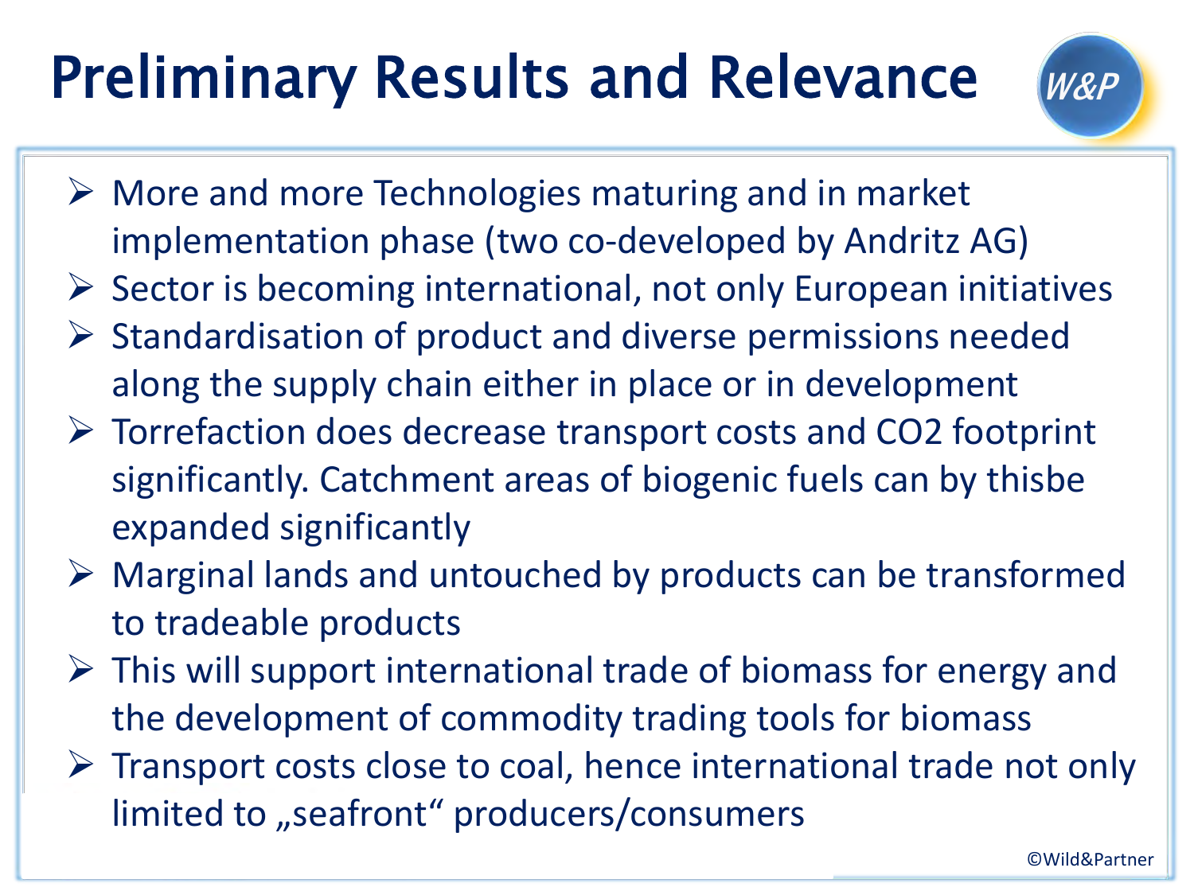# Preliminary Results and Relevance

- More and more Technologies maturing and in market implementation phase (two co-developed by Andritz AG)
- Sector is becoming international, not only European initiatives
- Standardisation of product and diverse permissions needed along the supply chain either in place or in development
- Torrefaction does decrease transport costs and $CO_2$ footprint significantly. Catchment areas of biogenic fuels can by thisbe expanded significantly
- Marginal lands and untouched by products can be transformed to tradeable products
- This will support international trade of biomass for energy and the development of commodity trading tools for biomass
- Transport costs close to coal, hence international trade not only limited to „seafront" producers/consumers

©Wild&Partner